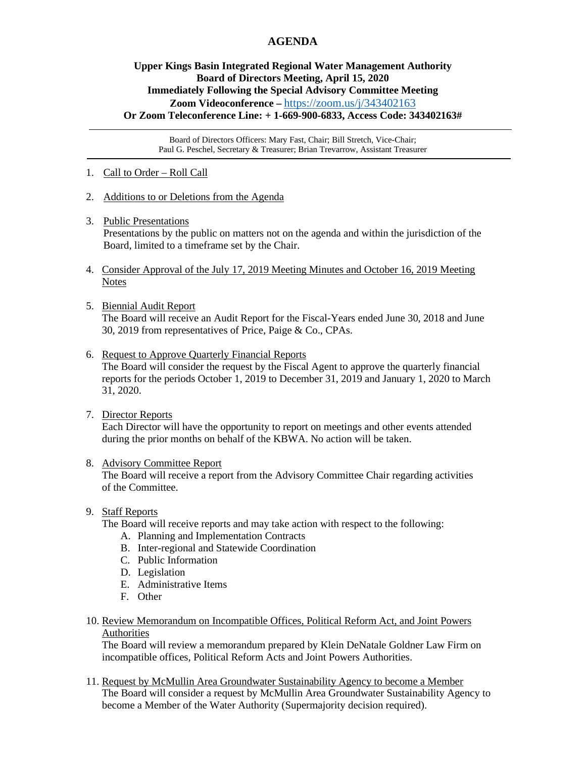# AGENDA

**Upper Kings Basin Integrated Regional Water Management Authority**
**Board of Directors Meeting, April 15, 2020**
**Immediately Following the Special Advisory Committee Meeting**
**Zoom Videoconference –** https://zoom.us/j/343402163
**Or Zoom Teleconference Line: + 1-669-900-6833, Access Code: 343402163#**

---

Board of Directors Officers: Mary Fast, Chair; Bill Stretch, Vice-Chair;
Paul G. Peschel, Secretary & Treasurer; Brian Trevarrow, Assistant Treasurer

---

1. Call to Order – Roll Call

2. Additions to or Deletions from the Agenda

3. Public Presentations
   Presentations by the public on matters not on the agenda and within the jurisdiction of the Board, limited to a timeframe set by the Chair.

4. Consider Approval of the July 17, 2019 Meeting Minutes and October 16, 2019 Meeting Notes

5. Biennial Audit Report
   The Board will receive an Audit Report for the Fiscal-Years ended June 30, 2018 and June 30, 2019 from representatives of Price, Paige & Co., CPAs.

6. Request to Approve Quarterly Financial Reports
   The Board will consider the request by the Fiscal Agent to approve the quarterly financial reports for the periods October 1, 2019 to December 31, 2019 and January 1, 2020 to March 31, 2020.

7. Director Reports
   Each Director will have the opportunity to report on meetings and other events attended during the prior months on behalf of the KBWA. No action will be taken.

8. Advisory Committee Report
   The Board will receive a report from the Advisory Committee Chair regarding activities of the Committee.

9. Staff Reports
   The Board will receive reports and may take action with respect to the following:
   A. Planning and Implementation Contracts
   B. Inter-regional and Statewide Coordination
   C. Public Information
   D. Legislation
   E. Administrative Items
   F. Other

10. Review Memorandum on Incompatible Offices, Political Reform Act, and Joint Powers Authorities
    The Board will review a memorandum prepared by Klein DeNatale Goldner Law Firm on incompatible offices, Political Reform Acts and Joint Powers Authorities.

11. Request by McMullin Area Groundwater Sustainability Agency to become a Member
    The Board will consider a request by McMullin Area Groundwater Sustainability Agency to become a Member of the Water Authority (Supermajority decision required).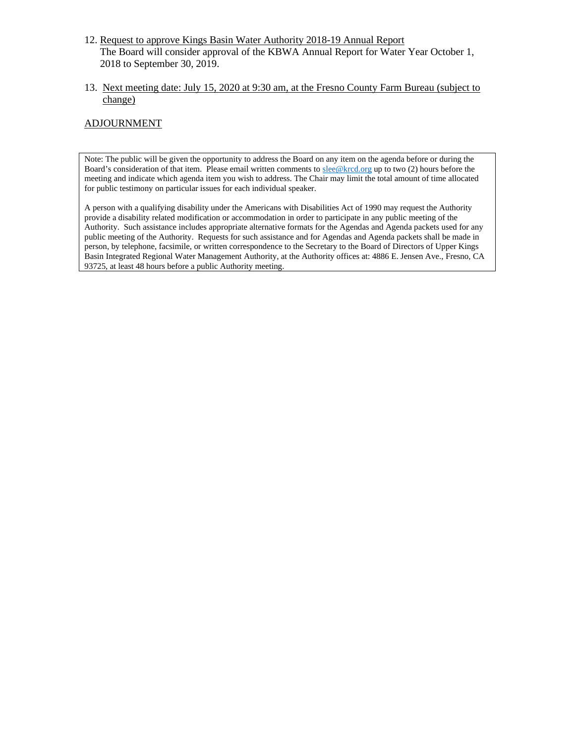12. Request to approve Kings Basin Water Authority 2018-19 Annual Report
    The Board will consider approval of the KBWA Annual Report for Water Year October 1, 2018 to September 30, 2019.

13. Next meeting date: July 15, 2020 at 9:30 am, at the Fresno County Farm Bureau (subject to change)

ADJOURNMENT

Note: The public will be given the opportunity to address the Board on any item on the agenda before or during the Board's consideration of that item. Please email written comments to slee@krcd.org up to two (2) hours before the meeting and indicate which agenda item you wish to address. The Chair may limit the total amount of time allocated for public testimony on particular issues for each individual speaker.

A person with a qualifying disability under the Americans with Disabilities Act of 1990 may request the Authority provide a disability related modification or accommodation in order to participate in any public meeting of the Authority. Such assistance includes appropriate alternative formats for the Agendas and Agenda packets used for any public meeting of the Authority. Requests for such assistance and for Agendas and Agenda packets shall be made in person, by telephone, facsimile, or written correspondence to the Secretary to the Board of Directors of Upper Kings Basin Integrated Regional Water Management Authority, at the Authority offices at: 4886 E. Jensen Ave., Fresno, CA 93725, at least 48 hours before a public Authority meeting.